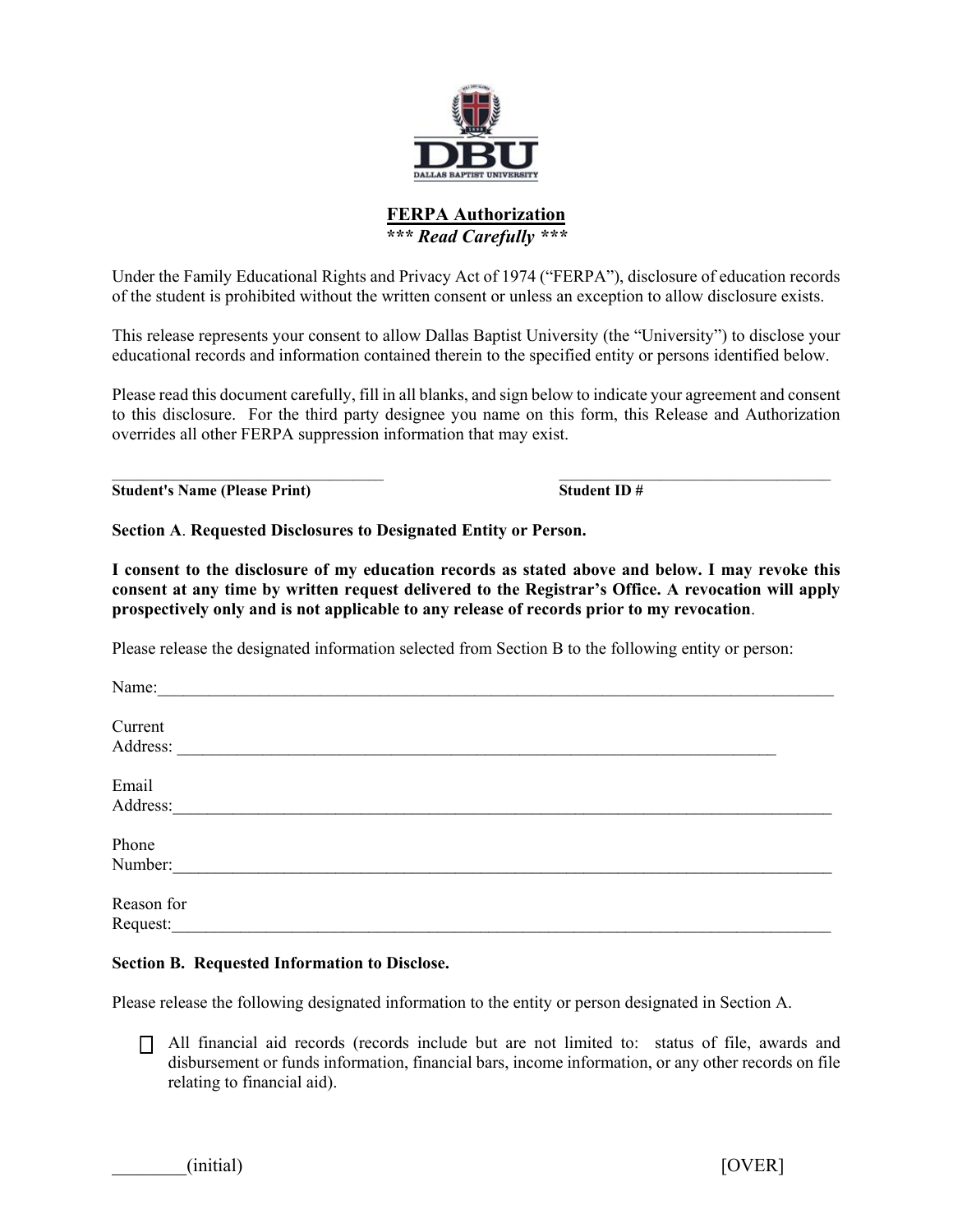# FERPA Authorization

***\*\*\* Read Carefully \*\*\****

Under the Family Educational Rights and Privacy Act of 1974 ("FERPA"), disclosure of education records of the student is prohibited without the written consent or unless an exception to allow disclosure exists.

This release represents your consent to allow Dallas Baptist University (the "University") to disclose your educational records and information contained therein to the specified entity or persons identified below.

Please read this document carefully, fill in all blanks, and sign below to indicate your agreement and consent to this disclosure. For the third party designee you name on this form, this Release and Authorization overrides all other FERPA suppression information that may exist.

\_\_\_\_\_\_\_\_\_\_\_\_\_\_\_\_\_\_\_\_\_\_\_\_\_\_\_\_\_\_\_\_\_\_\_\_ \_\_\_\_\_\_\_\_\_\_\_\_\_\_\_\_\_\_\_\_\_\_\_\_\_\_\_\_\_\_\_\_\_\_\_\_

**Student's Name (Please Print)** **Student ID #**

**Section A**. **Requested Disclosures to Designated Entity or Person.**

**I consent to the disclosure of my education records as stated above and below. I may revoke this consent at any time by written request delivered to the Registrar's Office. A revocation will apply prospectively only and is not applicable to any release of records prior to my revocation**.

Please release the designated information selected from Section B to the following entity or person:

Name:\_\_\_\_\_\_\_\_\_\_\_\_\_\_\_\_\_\_\_\_\_\_\_\_\_\_\_\_\_\_\_\_\_\_\_\_\_\_\_\_\_\_\_\_\_\_\_\_\_\_\_\_\_\_\_\_\_\_\_\_\_\_\_\_\_\_\_\_\_\_\_\_\_\_\_\_\_\_

Current Address: \_\_\_\_\_\_\_\_\_\_\_\_\_\_\_\_\_\_\_\_\_\_\_\_\_\_\_\_\_\_\_\_\_\_\_\_\_\_\_\_\_\_\_\_\_\_\_\_\_\_\_\_\_\_\_\_\_\_\_\_\_\_\_\_\_\_\_\_\_\_

Email Address:\_\_\_\_\_\_\_\_\_\_\_\_\_\_\_\_\_\_\_\_\_\_\_\_\_\_\_\_\_\_\_\_\_\_\_\_\_\_\_\_\_\_\_\_\_\_\_\_\_\_\_\_\_\_\_\_\_\_\_\_\_\_\_\_\_\_\_\_\_\_\_\_\_\_

Phone Number:\_\_\_\_\_\_\_\_\_\_\_\_\_\_\_\_\_\_\_\_\_\_\_\_\_\_\_\_\_\_\_\_\_\_\_\_\_\_\_\_\_\_\_\_\_\_\_\_\_\_\_\_\_\_\_\_\_\_\_\_\_\_\_\_\_\_\_\_\_\_\_\_\_\_

Reason for Request:\_\_\_\_\_\_\_\_\_\_\_\_\_\_\_\_\_\_\_\_\_\_\_\_\_\_\_\_\_\_\_\_\_\_\_\_\_\_\_\_\_\_\_\_\_\_\_\_\_\_\_\_\_\_\_\_\_\_\_\_\_\_\_\_\_\_\_\_\_\_\_\_\_\_

**Section B. Requested Information to Disclose.**

Please release the following designated information to the entity or person designated in Section A.

- ☐ All financial aid records (records include but are not limited to: status of file, awards and disbursement or funds information, financial bars, income information, or any other records on file relating to financial aid).

\_\_\_\_\_\_\_\_(initial) [OVER]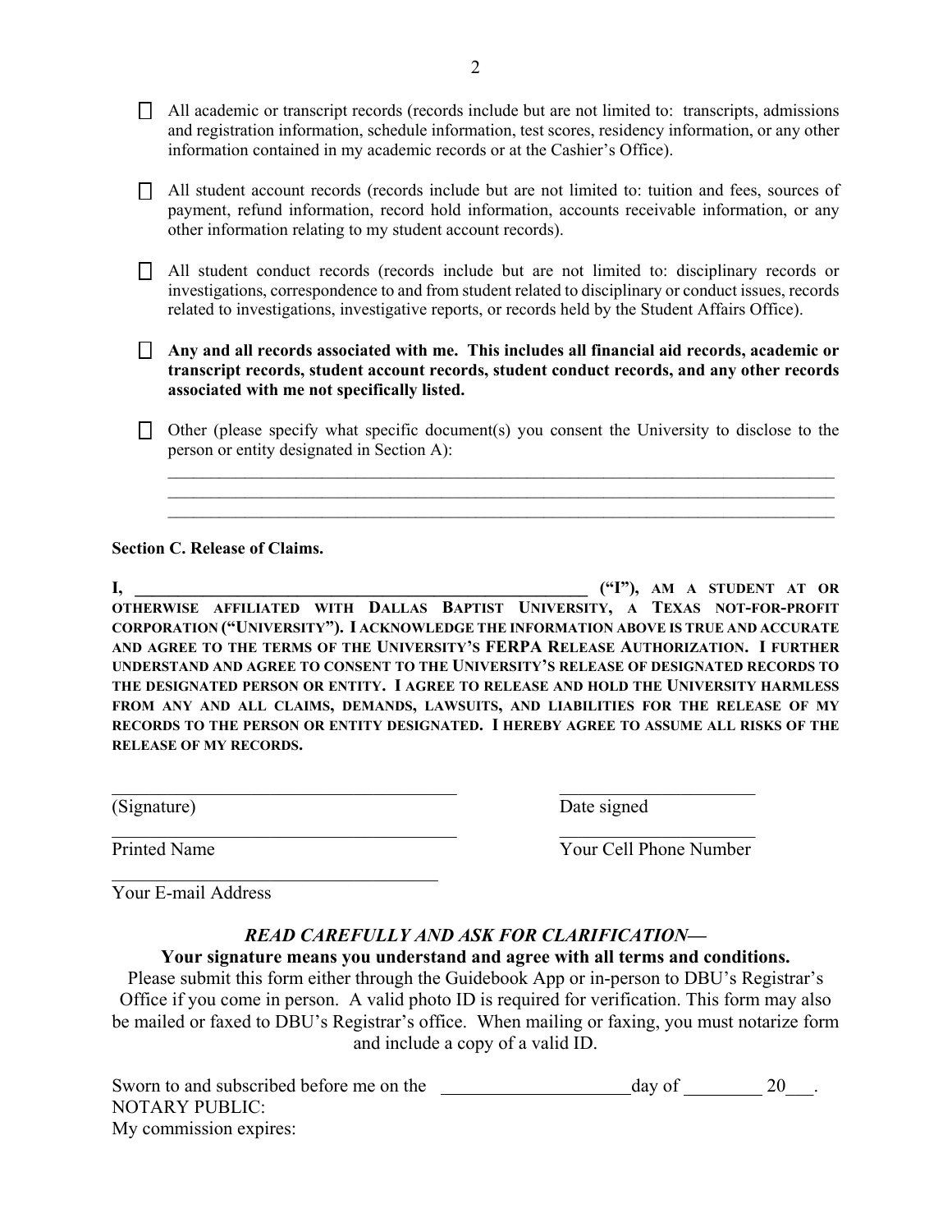- ☐ All academic or transcript records (records include but are not limited to: transcripts, admissions and registration information, schedule information, test scores, residency information, or any other information contained in my academic records or at the Cashier's Office).

- ☐ All student account records (records include but are not limited to: tuition and fees, sources of payment, refund information, record hold information, accounts receivable information, or any other information relating to my student account records).

- ☐ All student conduct records (records include but are not limited to: disciplinary records or investigations, correspondence to and from student related to disciplinary or conduct issues, records related to investigations, investigative reports, or records held by the Student Affairs Office).

- ☐ **Any and all records associated with me. This includes all financial aid records, academic or transcript records, student account records, student conduct records, and any other records associated with me not specifically listed.**

- ☐ Other (please specify what specific document(s) you consent the University to disclose to the person or entity designated in Section A):

  ______________________________________________________________________________

  ______________________________________________________________________________

  ______________________________________________________________________________

**Section C. Release of Claims.**

**I, ______________________________________________________ ("I"), AM A STUDENT AT OR OTHERWISE AFFILIATED WITH DALLAS BAPTIST UNIVERSITY, A TEXAS NOT-FOR-PROFIT CORPORATION ("UNIVERSITY"). I ACKNOWLEDGE THE INFORMATION ABOVE IS TRUE AND ACCURATE AND AGREE TO THE TERMS OF THE UNIVERSITY'S FERPA RELEASE AUTHORIZATION. I FURTHER UNDERSTAND AND AGREE TO CONSENT TO THE UNIVERSITY'S RELEASE OF DESIGNATED RECORDS TO THE DESIGNATED PERSON OR ENTITY. I AGREE TO RELEASE AND HOLD THE UNIVERSITY HARMLESS FROM ANY AND ALL CLAIMS, DEMANDS, LAWSUITS, AND LIABILITIES FOR THE RELEASE OF MY RECORDS TO THE PERSON OR ENTITY DESIGNATED. I HEREBY AGREE TO ASSUME ALL RISKS OF THE RELEASE OF MY RECORDS.**

_____________________________________ &nbsp;&nbsp;&nbsp;&nbsp; _____________________

(Signature) &nbsp;&nbsp;&nbsp;&nbsp; Date signed

_____________________________________ &nbsp;&nbsp;&nbsp;&nbsp; _____________________

Printed Name &nbsp;&nbsp;&nbsp;&nbsp; Your Cell Phone Number

_____________________________________

Your E-mail Address

***READ CAREFULLY AND ASK FOR CLARIFICATION—***

**Your signature means you understand and agree with all terms and conditions.**

Please submit this form either through the Guidebook App or in-person to DBU's Registrar's Office if you come in person. A valid photo ID is required for verification. This form may also be mailed or faxed to DBU's Registrar's office. When mailing or faxing, you must notarize form and include a copy of a valid ID.

Sworn to and subscribed before me on the ____________________day of ________ 20___.

NOTARY PUBLIC:

My commission expires: